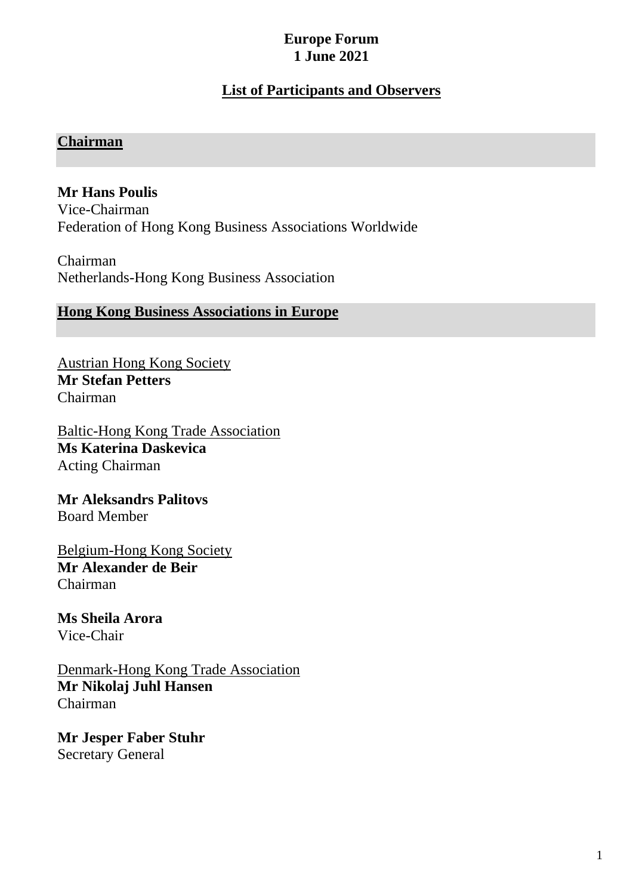# Europe Forum
# 1 June 2021

## List of Participants and Observers

### Chairman

**Mr Hans Poulis**
Vice-Chairman
Federation of Hong Kong Business Associations Worldwide

Chairman
Netherlands-Hong Kong Business Association

### Hong Kong Business Associations in Europe

Austrian Hong Kong Society
**Mr Stefan Petters**
Chairman

Baltic-Hong Kong Trade Association
**Ms Katerina Daskevica**
Acting Chairman

**Mr Aleksandrs Palitovs**
Board Member

Belgium-Hong Kong Society
**Mr Alexander de Beir**
Chairman

**Ms Sheila Arora**
Vice-Chair

Denmark-Hong Kong Trade Association
**Mr Nikolaj Juhl Hansen**
Chairman

**Mr Jesper Faber Stuhr**
Secretary General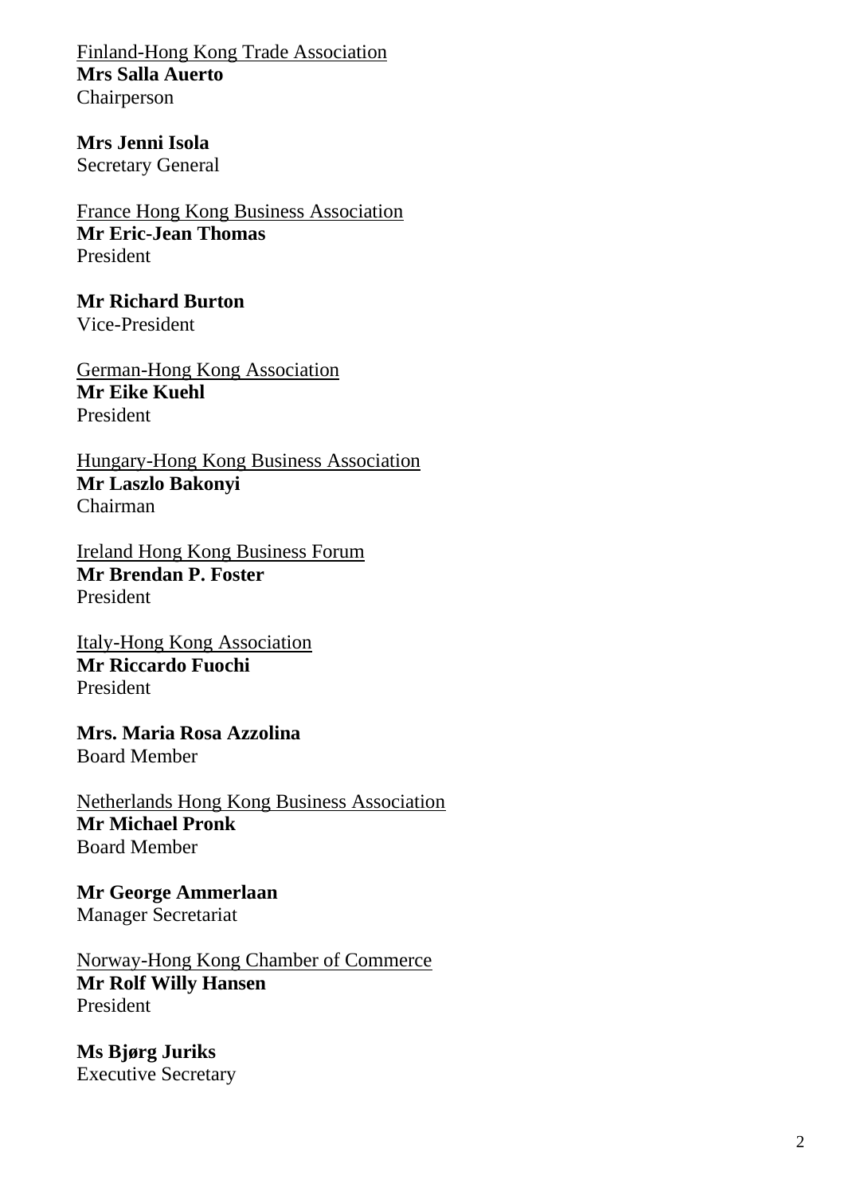Finland-Hong Kong Trade Association
**Mrs Salla Auerto**
Chairperson

**Mrs Jenni Isola**
Secretary General

France Hong Kong Business Association
**Mr Eric-Jean Thomas**
President

**Mr Richard Burton**
Vice-President

German-Hong Kong Association
**Mr Eike Kuehl**
President

Hungary-Hong Kong Business Association
**Mr Laszlo Bakonyi**
Chairman

Ireland Hong Kong Business Forum
**Mr Brendan P. Foster**
President

Italy-Hong Kong Association
**Mr Riccardo Fuochi**
President

**Mrs. Maria Rosa Azzolina**
Board Member

Netherlands Hong Kong Business Association
**Mr Michael Pronk**
Board Member

**Mr George Ammerlaan**
Manager Secretariat

Norway-Hong Kong Chamber of Commerce
**Mr Rolf Willy Hansen**
President

**Ms Bjørg Juriks**
Executive Secretary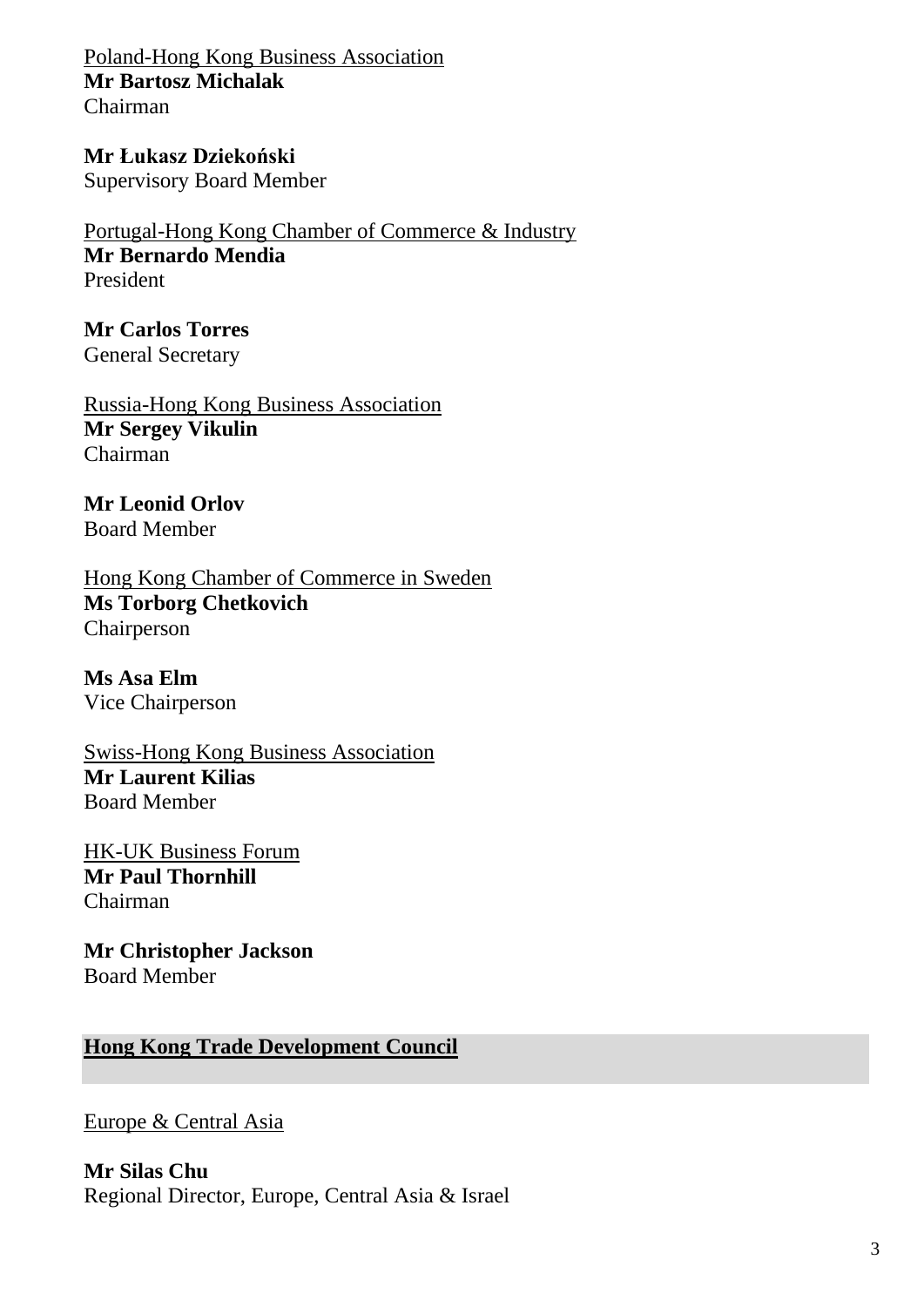<u>Poland-Hong Kong Business Association</u>
**Mr Bartosz Michalak**
Chairman

**Mr Łukasz Dziekoński**
Supervisory Board Member

<u>Portugal-Hong Kong Chamber of Commerce & Industry</u>
**Mr Bernardo Mendia**
President

**Mr Carlos Torres**
General Secretary

<u>Russia-Hong Kong Business Association</u>
**Mr Sergey Vikulin**
Chairman

**Mr Leonid Orlov**
Board Member

<u>Hong Kong Chamber of Commerce in Sweden</u>
**Ms Torborg Chetkovich**
Chairperson

**Ms Asa Elm**
Vice Chairperson

<u>Swiss-Hong Kong Business Association</u>
**Mr Laurent Kilias**
Board Member

<u>HK-UK Business Forum</u>
**Mr Paul Thornhill**
Chairman

**Mr Christopher Jackson**
Board Member

## Hong Kong Trade Development Council

<u>Europe & Central Asia</u>

**Mr Silas Chu**
Regional Director, Europe, Central Asia & Israel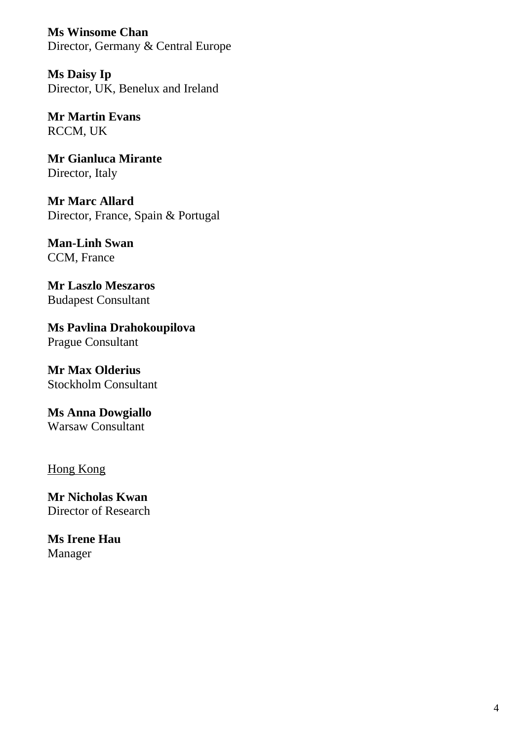**Ms Winsome Chan**
Director, Germany & Central Europe

**Ms Daisy Ip**
Director, UK, Benelux and Ireland

**Mr Martin Evans**
RCCM, UK

**Mr Gianluca Mirante**
Director, Italy

**Mr Marc Allard**
Director, France, Spain & Portugal

**Man-Linh Swan**
CCM, France

**Mr Laszlo Meszaros**
Budapest Consultant

**Ms Pavlina Drahokoupilova**
Prague Consultant

**Mr Max Olderius**
Stockholm Consultant

**Ms Anna Dowgiallo**
Warsaw Consultant

<u>Hong Kong</u>

**Mr Nicholas Kwan**
Director of Research

**Ms Irene Hau**
Manager